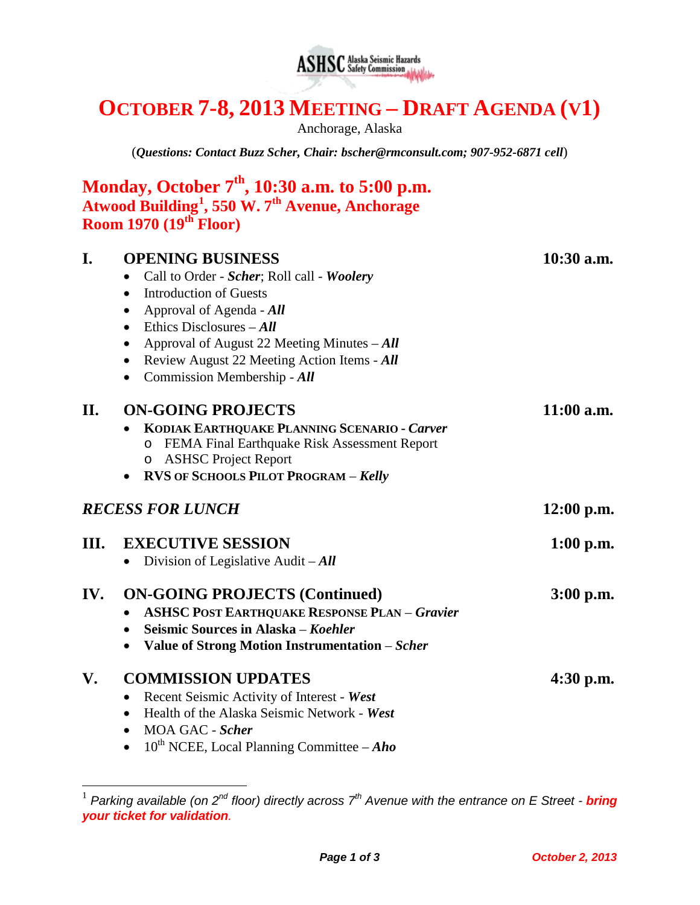# OCTOBER 7-8, 2013 MEETING – DRAFT AGENDA (V1)

Anchorage, Alaska

(*Questions: Contact Buzz Scher, Chair: bscher@rmconsult.com; 907-952-6871 cell*)

## Monday, October 7th, 10:30 a.m. to 5:00 p.m.
## Atwood Building[1], 550 W. 7th Avenue, Anchorage
## Room 1970 (19th Floor)

### I. OPENING BUSINESS — 10:30 a.m.

- Call to Order - ***Scher***; Roll call - ***Woolery***
- Introduction of Guests
- Approval of Agenda - ***All***
- Ethics Disclosures – ***All***
- Approval of August 22 Meeting Minutes – ***All***
- Review August 22 Meeting Action Items - ***All***
- Commission Membership - ***All***

### II. ON-GOING PROJECTS — 11:00 a.m.

- **KODIAK EARTHQUAKE PLANNING SCENARIO** - ***Carver***
  - FEMA Final Earthquake Risk Assessment Report
  - ASHSC Project Report
- **RVS OF SCHOOLS PILOT PROGRAM** – ***Kelly***

### *RECESS FOR LUNCH* — 12:00 p.m.

### III. EXECUTIVE SESSION — 1:00 p.m.

- Division of Legislative Audit – ***All***

### IV. ON-GOING PROJECTS (Continued) — 3:00 p.m.

- **ASHSC POST EARTHQUAKE RESPONSE PLAN** – ***Gravier***
- **Seismic Sources in Alaska** – ***Koehler***
- **Value of Strong Motion Instrumentation** – ***Scher***

### V. COMMISSION UPDATES — 4:30 p.m.

- Recent Seismic Activity of Interest - ***West***
- Health of the Alaska Seismic Network - ***West***
- MOA GAC - ***Scher***
- 10th NCEE, Local Planning Committee – ***Aho***

---

[1] *Parking available (on 2nd floor) directly across 7th Avenue with the entrance on E Street -* ***bring your ticket for validation****.*

October 2, 2013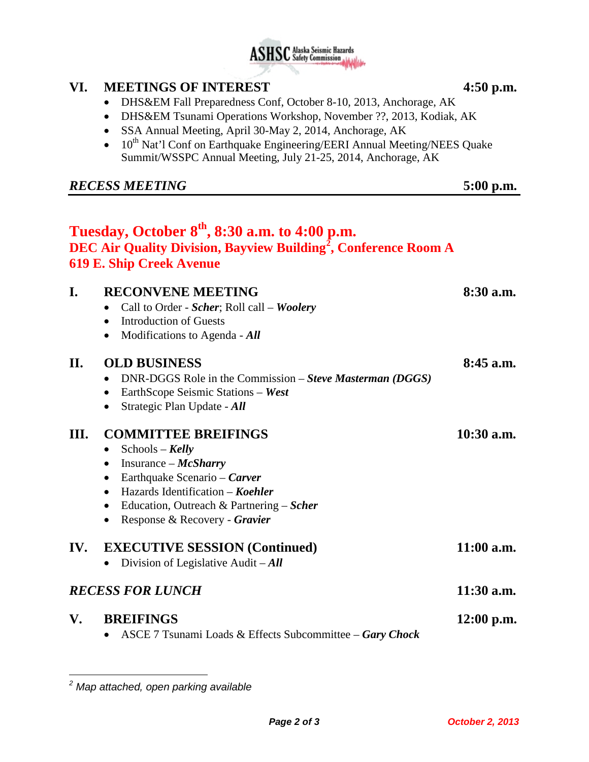## VI. MEETINGS OF INTEREST — 4:50 p.m.

- DHS&EM Fall Preparedness Conf, October 8-10, 2013, Anchorage, AK
- DHS&EM Tsunami Operations Workshop, November ??, 2013, Kodiak, AK
- SSA Annual Meeting, April 30-May 2, 2014, Anchorage, AK
- 10th Nat'l Conf on Earthquake Engineering/EERI Annual Meeting/NEES Quake Summit/WSSPC Annual Meeting, July 21-25, 2014, Anchorage, AK

***RECESS MEETING* — 5:00 p.m.**

---

## Tuesday, October 8th, 8:30 a.m. to 4:00 p.m.
### DEC Air Quality Division, Bayview Building[2], Conference Room A
### 619 E. Ship Creek Avenue

## I. RECONVENE MEETING — 8:30 a.m.

- Call to Order - ***Scher***; Roll call – ***Woolery***
- Introduction of Guests
- Modifications to Agenda - ***All***

## II. OLD BUSINESS — 8:45 a.m.

- DNR-DGGS Role in the Commission – ***Steve Masterman (DGGS)***
- EarthScope Seismic Stations – ***West***
- Strategic Plan Update - ***All***

## III. COMMITTEE BREIFINGS — 10:30 a.m.

- Schools – ***Kelly***
- Insurance – ***McSharry***
- Earthquake Scenario – ***Carver***
- Hazards Identification – ***Koehler***
- Education, Outreach & Partnering – ***Scher***
- Response & Recovery - ***Gravier***

## IV. EXECUTIVE SESSION (Continued) — 11:00 a.m.

- Division of Legislative Audit – ***All***

***RECESS FOR LUNCH* — 11:30 a.m.**

## V. BREIFINGS — 12:00 p.m.

- ASCE 7 Tsunami Loads & Effects Subcommittee – ***Gary Chock***

---

[2] *Map attached, open parking available*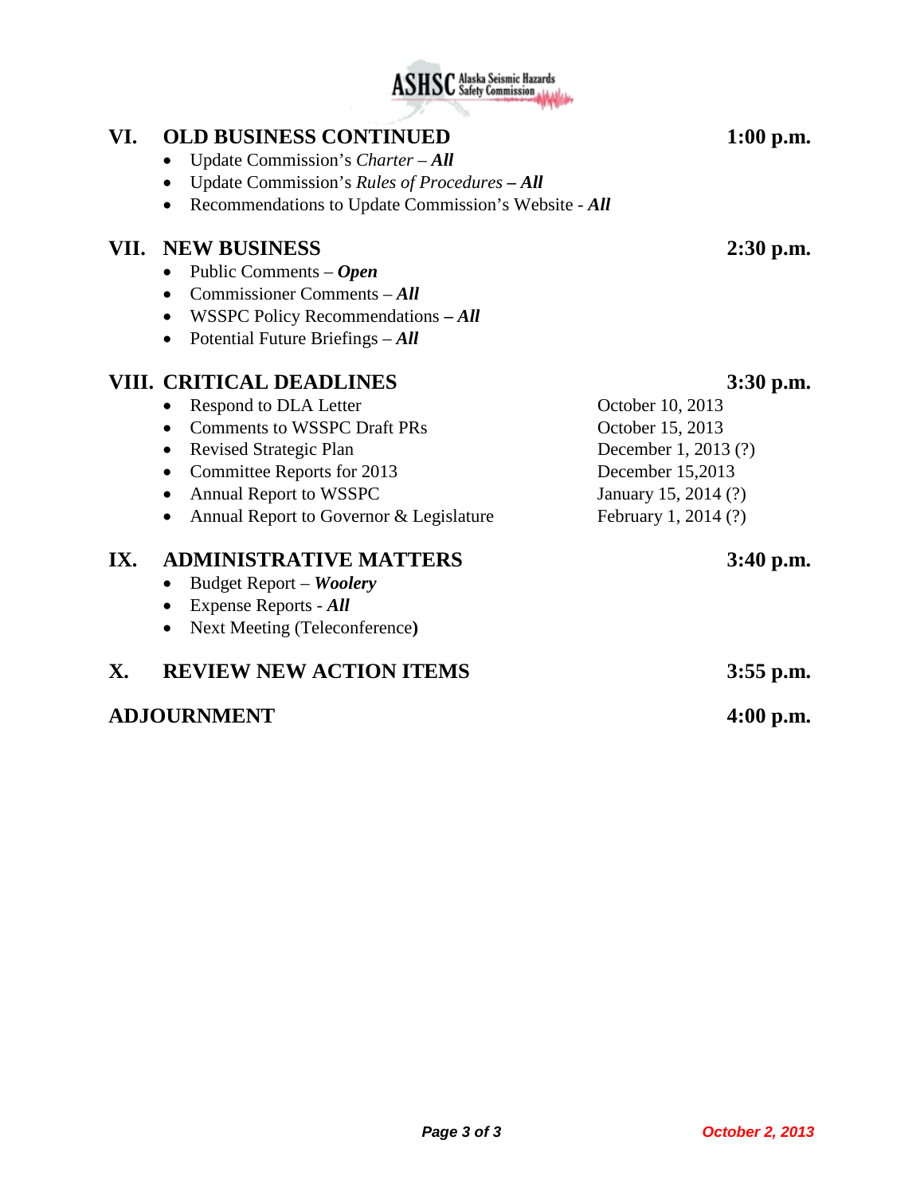## VI. OLD BUSINESS CONTINUED — 1:00 p.m.

- Update Commission's *Charter* – ***All***
- Update Commission's *Rules of Procedures* **– *All***
- Recommendations to Update Commission's Website - ***All***

## VII. NEW BUSINESS — 2:30 p.m.

- Public Comments – ***Open***
- Commissioner Comments – ***All***
- WSSPC Policy Recommendations **– *All***
- Potential Future Briefings – ***All***

## VIII. CRITICAL DEADLINES — 3:30 p.m.

| | |
|---|---|
| Respond to DLA Letter | October 10, 2013 |
| Comments to WSSPC Draft PRs | October 15, 2013 |
| Revised Strategic Plan | December 1, 2013 (?) |
| Committee Reports for 2013 | December 15,2013 |
| Annual Report to WSSPC | January 15, 2014 (?) |
| Annual Report to Governor & Legislature | February 1, 2014 (?) |

## IX. ADMINISTRATIVE MATTERS — 3:40 p.m.

- Budget Report – ***Woolery***
- Expense Reports - ***All***
- Next Meeting (Teleconference)

## X. REVIEW NEW ACTION ITEMS — 3:55 p.m.

## ADJOURNMENT — 4:00 p.m.

October 2, 2013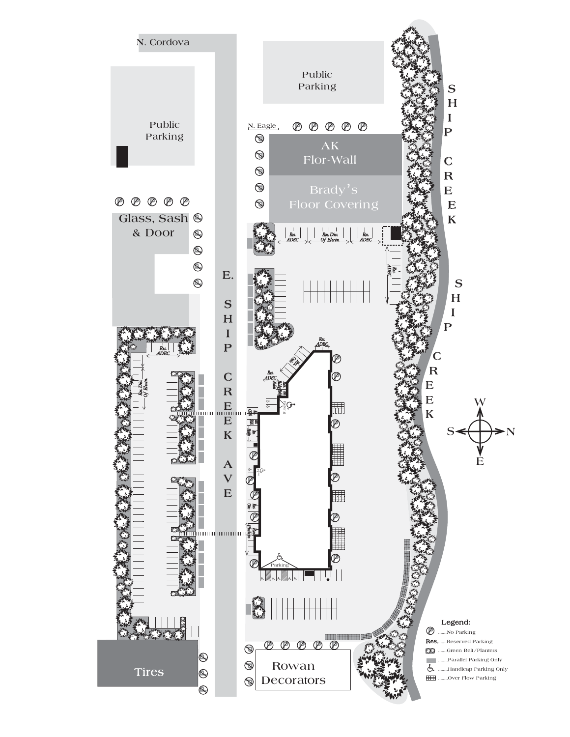N. Cordova

Public Parking

Public Parking

N. Eagle

AK Flor-Wall

Brady's Floor Covering

Glass, Sash & Door

E. SHIP CREEK AVE

SHIP CREEK

SHIP CREEK

Res. ADEC

Res. Div. Of Elecm.

Res. ADEC

Res. ADEC

Res. ADEC

Res. ADEC

Res. Div. Of Elecm.

Res. ADEC

Parking

Tires

Rowan Decorators

W

S

N

E

Legend:

.......No Parking

**Res.**.......Reserved Parking

.......Green Belt/Planters

.......Parallel Parking Only

.......Handicap Parking Only

.......Over Flow Parking